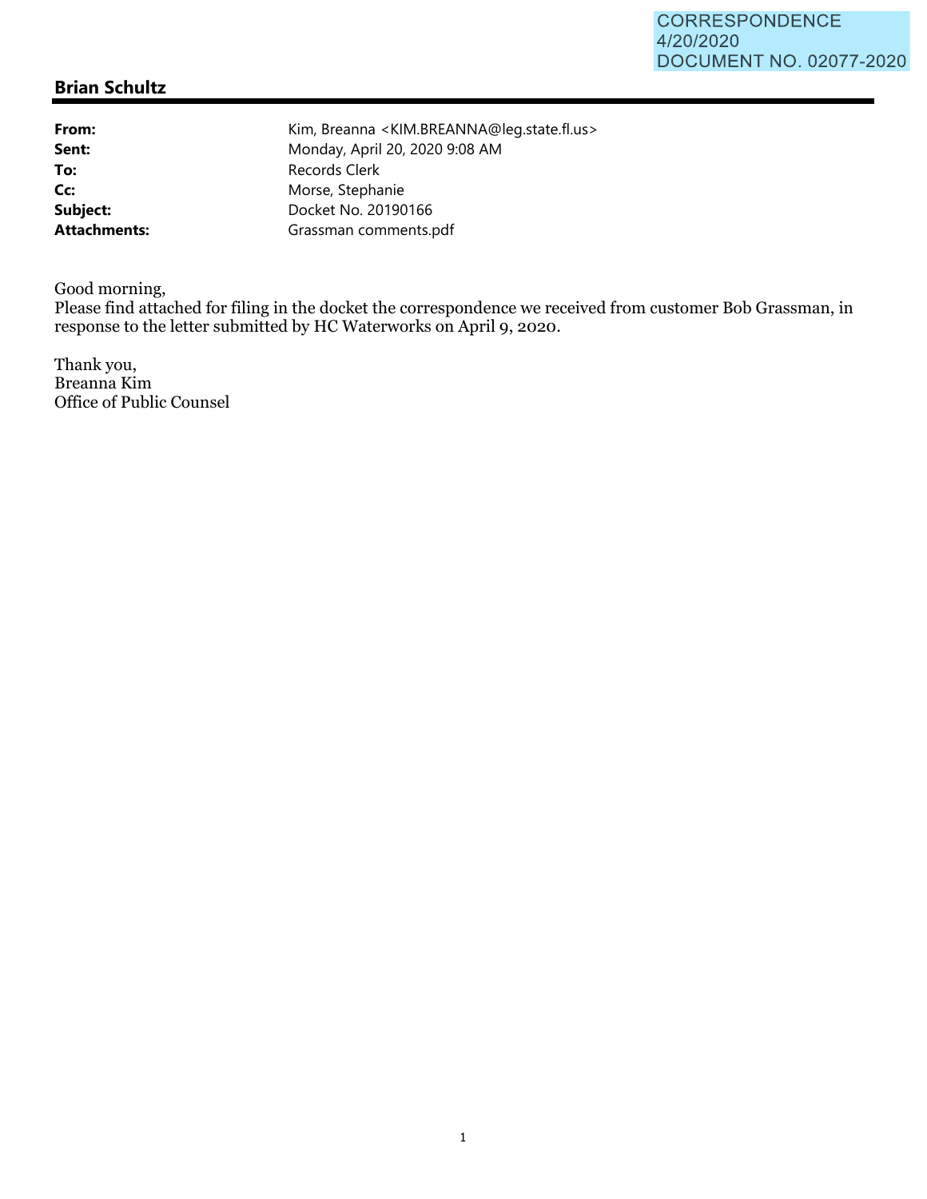CORRESPONDENCE
4/20/2020
DOCUMENT NO. 02077-2020

## Brian Schultz

| | |
|---|---|
| **From:** | Kim, Breanna <KIM.BREANNA@leg.state.fl.us> |
| **Sent:** | Monday, April 20, 2020 9:08 AM |
| **To:** | Records Clerk |
| **Cc:** | Morse, Stephanie |
| **Subject:** | Docket No. 20190166 |
| **Attachments:** | Grassman comments.pdf |

Good morning,
Please find attached for filing in the docket the correspondence we received from customer Bob Grassman, in response to the letter submitted by HC Waterworks on April 9, 2020.

Thank you,
Breanna Kim
Office of Public Counsel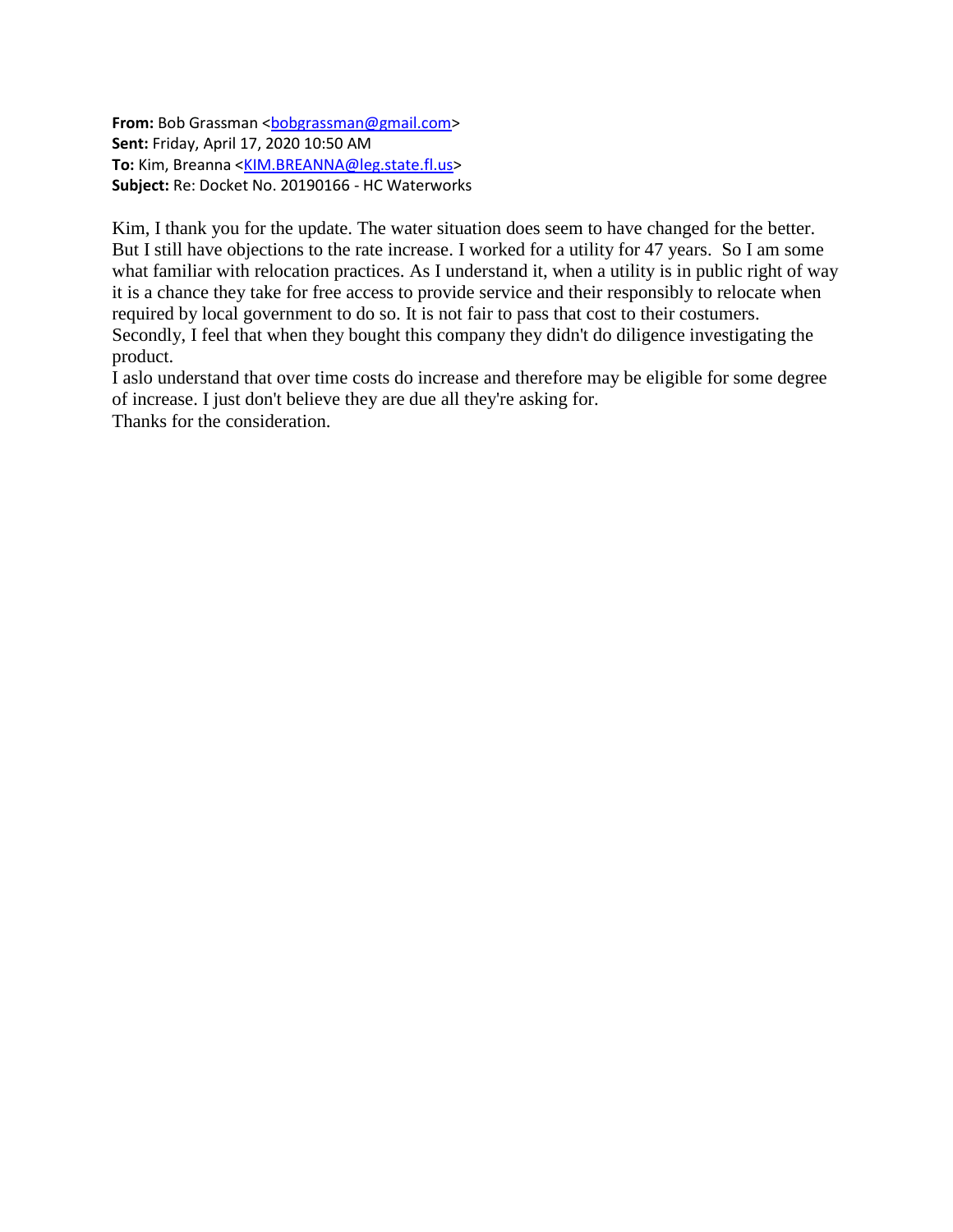**From:** Bob Grassman <bobgrassman@gmail.com>
**Sent:** Friday, April 17, 2020 10:50 AM
**To:** Kim, Breanna <KIM.BREANNA@leg.state.fl.us>
**Subject:** Re: Docket No. 20190166 - HC Waterworks

Kim, I thank you for the update. The water situation does seem to have changed for the better. But I still have objections to the rate increase. I worked for a utility for 47 years. So I am some what familiar with relocation practices. As I understand it, when a utility is in public right of way it is a chance they take for free access to provide service and their responsibly to relocate when required by local government to do so. It is not fair to pass that cost to their costumers.
Secondly, I feel that when they bought this company they didn't do diligence investigating the product.
I aslo understand that over time costs do increase and therefore may be eligible for some degree of increase. I just don't believe they are due all they're asking for.
Thanks for the consideration.